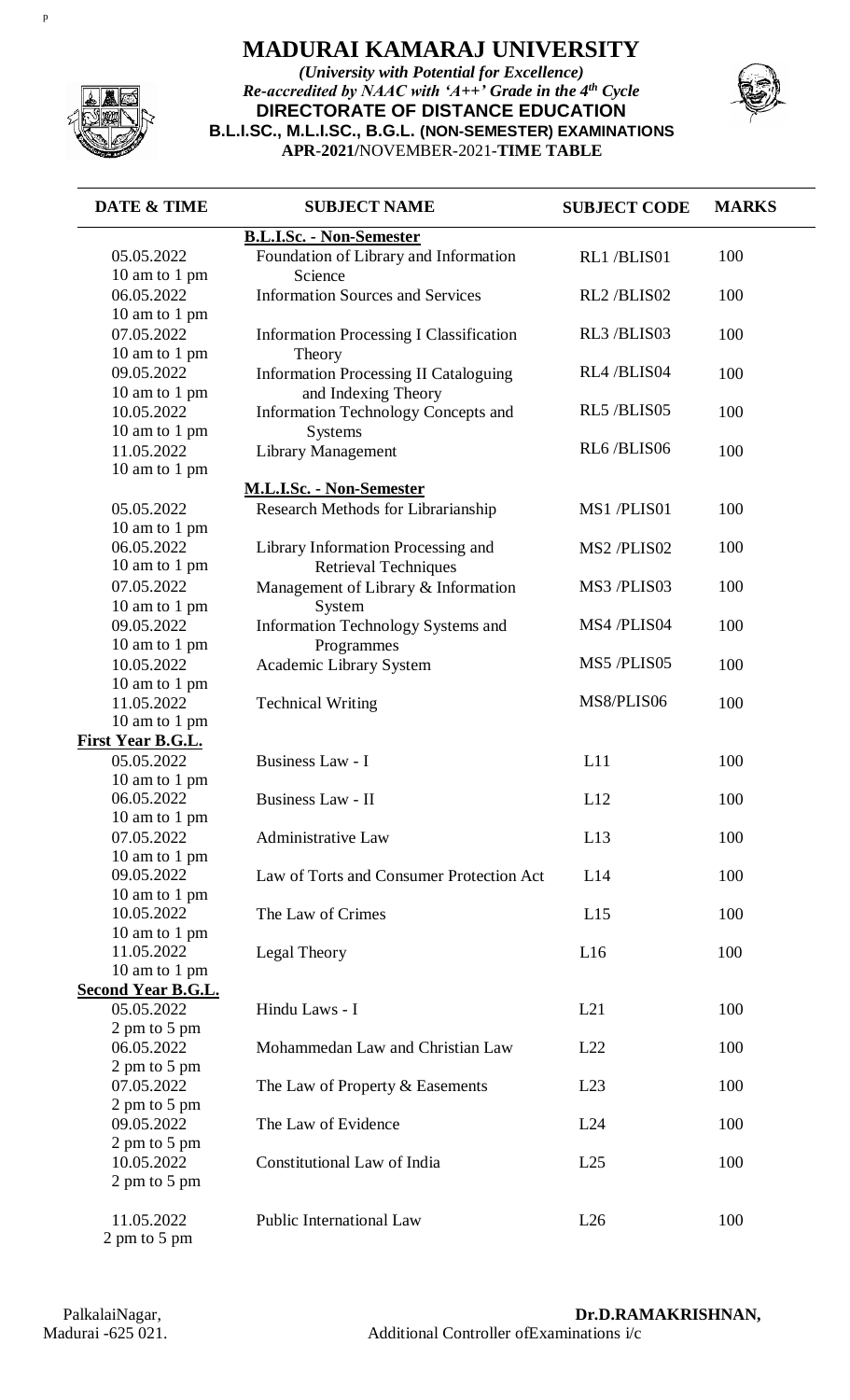# MADURAI KAMARAJ UNIVERSITY

*(University with Potential for Excellence)*
*Re-accredited by NAAC with 'A++' Grade in the 4th Cycle*

**DIRECTORATE OF DISTANCE EDUCATION**

**B.L.I.SC., M.L.I.SC., B.G.L. (NON-SEMESTER) EXAMINATIONS**

**APR-2021/NOVEMBER-2021-TIME TABLE**

| DATE & TIME | SUBJECT NAME | SUBJECT CODE | MARKS |
|---|---|---|---|
| | **B.L.I.Sc. - Non-Semester** | | |
| 05.05.2022 10 am to 1 pm | Foundation of Library and Information Science | RL1 /BLIS01 | 100 |
| 06.05.2022 10 am to 1 pm | Information Sources and Services | RL2 /BLIS02 | 100 |
| 07.05.2022 10 am to 1 pm | Information Processing I Classification Theory | RL3 /BLIS03 | 100 |
| 09.05.2022 10 am to 1 pm | Information Processing II Cataloguing and Indexing Theory | RL4 /BLIS04 | 100 |
| 10.05.2022 10 am to 1 pm | Information Technology Concepts and Systems | RL5 /BLIS05 | 100 |
| 11.05.2022 10 am to 1 pm | Library Management | RL6 /BLIS06 | 100 |
| | **M.L.I.Sc. - Non-Semester** | | |
| 05.05.2022 10 am to 1 pm | Research Methods for Librarianship | MS1 /PLIS01 | 100 |
| 06.05.2022 10 am to 1 pm | Library Information Processing and Retrieval Techniques | MS2 /PLIS02 | 100 |
| 07.05.2022 10 am to 1 pm | Management of Library & Information System | MS3 /PLIS03 | 100 |
| 09.05.2022 10 am to 1 pm | Information Technology Systems and Programmes | MS4 /PLIS04 | 100 |
| 10.05.2022 10 am to 1 pm | Academic Library System | MS5 /PLIS05 | 100 |
| 11.05.2022 10 am to 1 pm | Technical Writing | MS8/PLIS06 | 100 |
| **First Year B.G.L.** | | | |
| 05.05.2022 10 am to 1 pm | Business Law - I | L11 | 100 |
| 06.05.2022 10 am to 1 pm | Business Law - II | L12 | 100 |
| 07.05.2022 10 am to 1 pm | Administrative Law | L13 | 100 |
| 09.05.2022 10 am to 1 pm | Law of Torts and Consumer Protection Act | L14 | 100 |
| 10.05.2022 10 am to 1 pm | The Law of Crimes | L15 | 100 |
| 11.05.2022 10 am to 1 pm | Legal Theory | L16 | 100 |
| **Second Year B.G.L.** | | | |
| 05.05.2022 2 pm to 5 pm | Hindu Laws - I | L21 | 100 |
| 06.05.2022 2 pm to 5 pm | Mohammedan Law and Christian Law | L22 | 100 |
| 07.05.2022 2 pm to 5 pm | The Law of Property & Easements | L23 | 100 |
| 09.05.2022 2 pm to 5 pm | The Law of Evidence | L24 | 100 |
| 10.05.2022 2 pm to 5 pm | Constitutional Law of India | L25 | 100 |
| 11.05.2022 2 pm to 5 pm | Public International Law | L26 | 100 |

PalkalaiNagar,
Madurai -625 021.

**Dr.D.RAMAKRISHNAN,**
Additional Controller ofExaminations i/c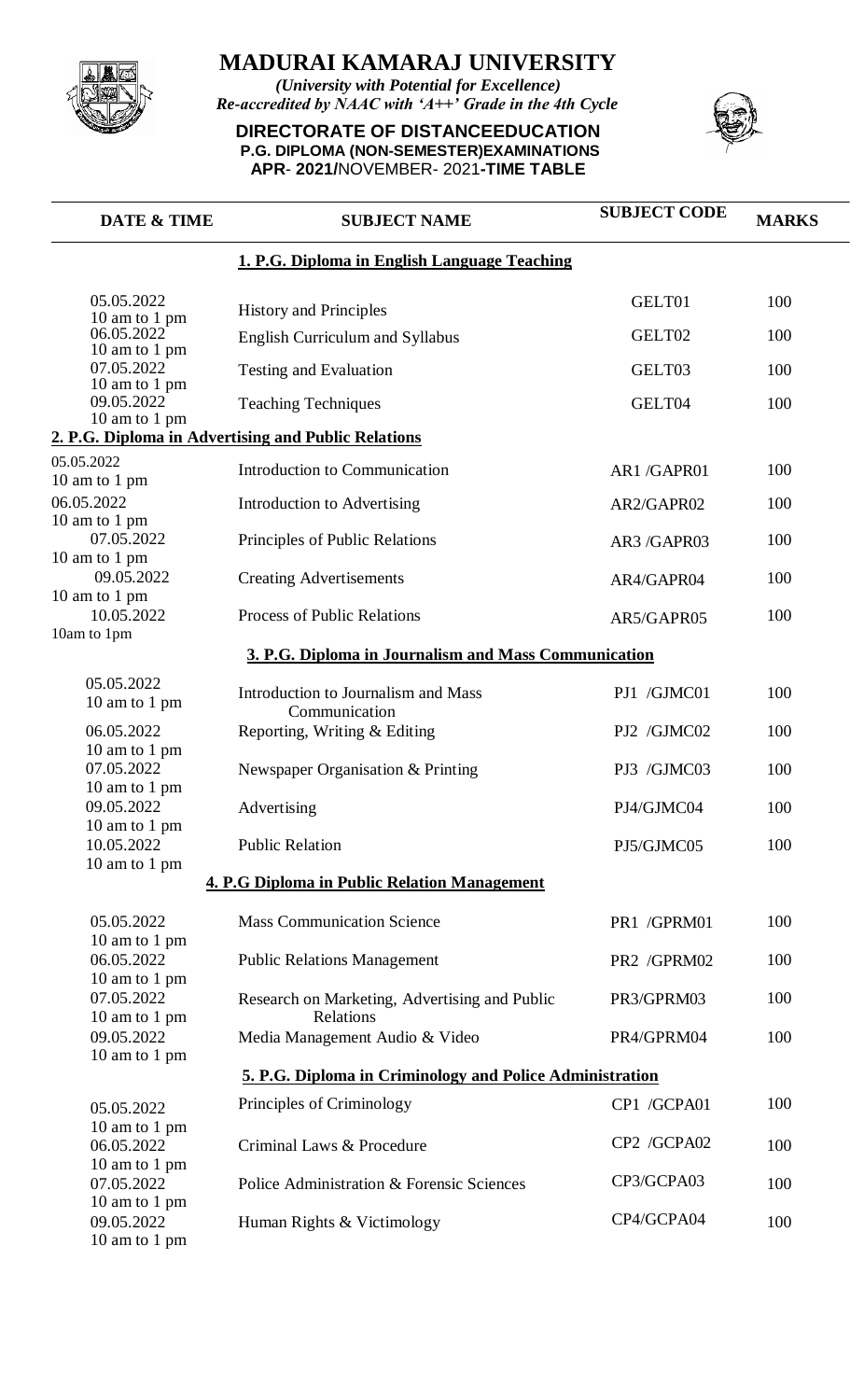# MADURAI KAMARAJ UNIVERSITY

*(University with Potential for Excellence)*
*Re-accredited by NAAC with 'A++' Grade in the 4th Cycle*

**DIRECTORATE OF DISTANCEEDUCATION**
**P.G. DIPLOMA (NON-SEMESTER)EXAMINATIONS**
**APR- 2021/NOVEMBER- 2021-TIME TABLE**

| DATE & TIME | SUBJECT NAME | SUBJECT CODE | MARKS |
|---|---|---|---|
| | **1. P.G. Diploma in English Language Teaching** | | |
| 05.05.2022 10 am to 1 pm | History and Principles | GELT01 | 100 |
| 06.05.2022 10 am to 1 pm | English Curriculum and Syllabus | GELT02 | 100 |
| 07.05.2022 10 am to 1 pm | Testing and Evaluation | GELT03 | 100 |
| 09.05.2022 10 am to 1 pm | Teaching Techniques | GELT04 | 100 |
| | **2. P.G. Diploma in Advertising and Public Relations** | | |
| 05.05.2022 10 am to 1 pm | Introduction to Communication | AR1 /GAPR01 | 100 |
| 06.05.2022 10 am to 1 pm | Introduction to Advertising | AR2/GAPR02 | 100 |
| 07.05.2022 10 am to 1 pm | Principles of Public Relations | AR3 /GAPR03 | 100 |
| 09.05.2022 10 am to 1 pm | Creating Advertisements | AR4/GAPR04 | 100 |
| 10.05.2022 10am to 1pm | Process of Public Relations | AR5/GAPR05 | 100 |
| | **3. P.G. Diploma in Journalism and Mass Communication** | | |
| 05.05.2022 10 am to 1 pm | Introduction to Journalism and Mass Communication | PJ1 /GJMC01 | 100 |
| 06.05.2022 10 am to 1 pm | Reporting, Writing & Editing | PJ2 /GJMC02 | 100 |
| 07.05.2022 10 am to 1 pm | Newspaper Organisation & Printing | PJ3 /GJMC03 | 100 |
| 09.05.2022 10 am to 1 pm | Advertising | PJ4/GJMC04 | 100 |
| 10.05.2022 10 am to 1 pm | Public Relation | PJ5/GJMC05 | 100 |
| | **4. P.G Diploma in Public Relation Management** | | |
| 05.05.2022 10 am to 1 pm | Mass Communication Science | PR1 /GPRM01 | 100 |
| 06.05.2022 10 am to 1 pm | Public Relations Management | PR2 /GPRM02 | 100 |
| 07.05.2022 10 am to 1 pm | Research on Marketing, Advertising and Public Relations | PR3/GPRM03 | 100 |
| 09.05.2022 10 am to 1 pm | Media Management Audio & Video | PR4/GPRM04 | 100 |
| | **5. P.G. Diploma in Criminology and Police Administration** | | |
| 05.05.2022 10 am to 1 pm | Principles of Criminology | CP1 /GCPA01 | 100 |
| 06.05.2022 10 am to 1 pm | Criminal Laws & Procedure | CP2 /GCPA02 | 100 |
| 07.05.2022 10 am to 1 pm | Police Administration & Forensic Sciences | CP3/GCPA03 | 100 |
| 09.05.2022 10 am to 1 pm | Human Rights & Victimology | CP4/GCPA04 | 100 |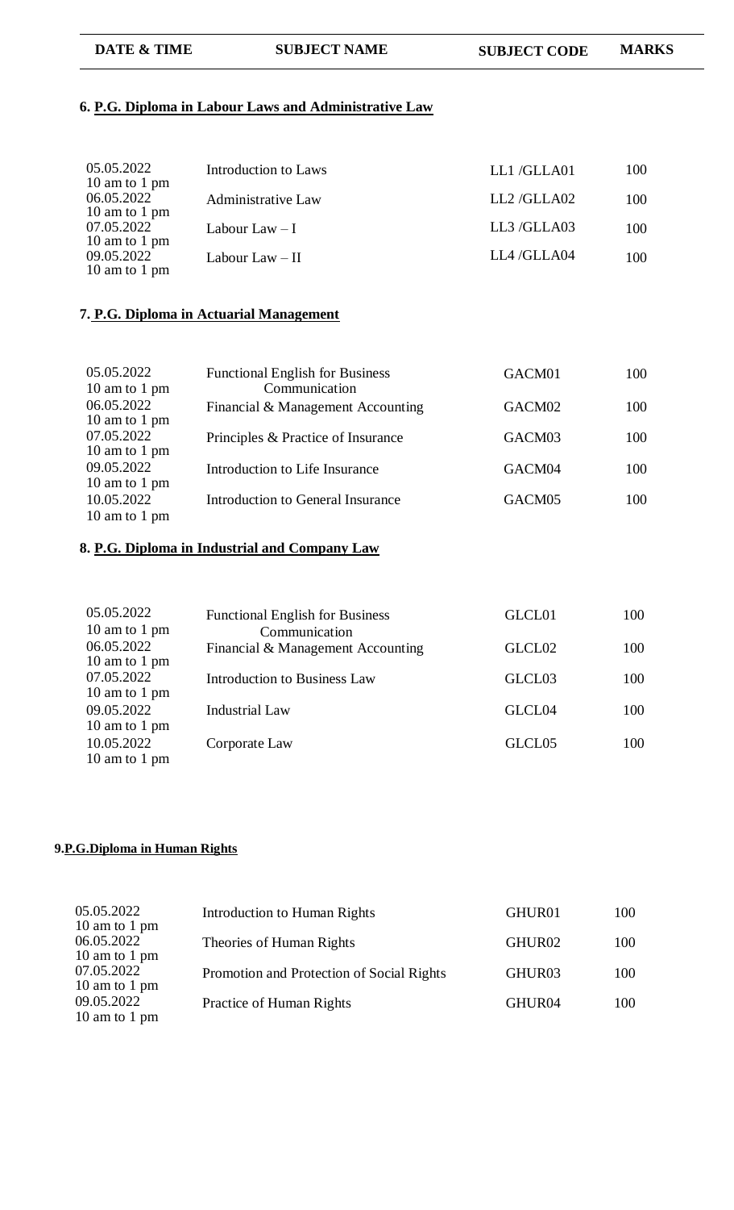| DATE & TIME | SUBJECT NAME | SUBJECT CODE | MARKS |
|---|---|---|---|

**6. P.G. Diploma in Labour Laws and Administrative Law**

| DATE & TIME | SUBJECT NAME | SUBJECT CODE | MARKS |
|---|---|---|---|
| 05.05.2022 10 am to 1 pm | Introduction to Laws | LL1 /GLLA01 | 100 |
| 06.05.2022 10 am to 1 pm | Administrative Law | LL2 /GLLA02 | 100 |
| 07.05.2022 10 am to 1 pm | Labour Law – I | LL3 /GLLA03 | 100 |
| 09.05.2022 10 am to 1 pm | Labour Law – II | LL4 /GLLA04 | 100 |

**7. P.G. Diploma in Actuarial Management**

| DATE & TIME | SUBJECT NAME | SUBJECT CODE | MARKS |
|---|---|---|---|
| 05.05.2022 10 am to 1 pm | Functional English for Business Communication | GACM01 | 100 |
| 06.05.2022 10 am to 1 pm | Financial & Management Accounting | GACM02 | 100 |
| 07.05.2022 10 am to 1 pm | Principles & Practice of Insurance | GACM03 | 100 |
| 09.05.2022 10 am to 1 pm | Introduction to Life Insurance | GACM04 | 100 |
| 10.05.2022 10 am to 1 pm | Introduction to General Insurance | GACM05 | 100 |

**8. P.G. Diploma in Industrial and Company Law**

| DATE & TIME | SUBJECT NAME | SUBJECT CODE | MARKS |
|---|---|---|---|
| 05.05.2022 10 am to 1 pm | Functional English for Business Communication | GLCL01 | 100 |
| 06.05.2022 10 am to 1 pm | Financial & Management Accounting | GLCL02 | 100 |
| 07.05.2022 10 am to 1 pm | Introduction to Business Law | GLCL03 | 100 |
| 09.05.2022 10 am to 1 pm | Industrial Law | GLCL04 | 100 |
| 10.05.2022 10 am to 1 pm | Corporate Law | GLCL05 | 100 |

**9. P.G. Diploma in Human Rights**

| DATE & TIME | SUBJECT NAME | SUBJECT CODE | MARKS |
|---|---|---|---|
| 05.05.2022 10 am to 1 pm | Introduction to Human Rights | GHUR01 | 100 |
| 06.05.2022 10 am to 1 pm | Theories of Human Rights | GHUR02 | 100 |
| 07.05.2022 10 am to 1 pm | Promotion and Protection of Social Rights | GHUR03 | 100 |
| 09.05.2022 10 am to 1 pm | Practice of Human Rights | GHUR04 | 100 |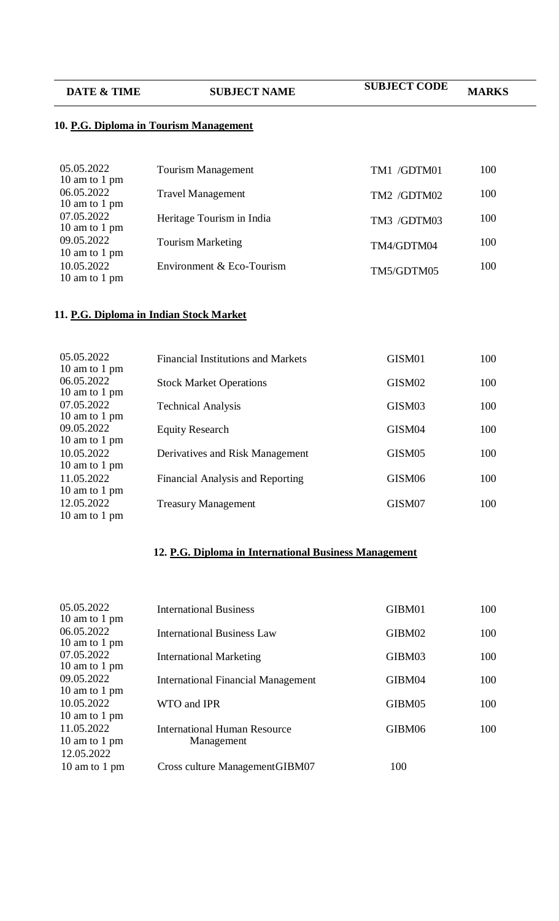| DATE & TIME | SUBJECT NAME | SUBJECT CODE | MARKS |
|---|---|---|---|

**10. P.G. Diploma in Tourism Management**

| DATE & TIME | SUBJECT NAME | SUBJECT CODE | MARKS |
|---|---|---|---|
| 05.05.2022 10 am to 1 pm | Tourism Management | TM1 /GDTM01 | 100 |
| 06.05.2022 10 am to 1 pm | Travel Management | TM2 /GDTM02 | 100 |
| 07.05.2022 10 am to 1 pm | Heritage Tourism in India | TM3 /GDTM03 | 100 |
| 09.05.2022 10 am to 1 pm | Tourism Marketing | TM4/GDTM04 | 100 |
| 10.05.2022 10 am to 1 pm | Environment & Eco-Tourism | TM5/GDTM05 | 100 |

**11. P.G. Diploma in Indian Stock Market**

| DATE & TIME | SUBJECT NAME | SUBJECT CODE | MARKS |
|---|---|---|---|
| 05.05.2022 10 am to 1 pm | Financial Institutions and Markets | GISM01 | 100 |
| 06.05.2022 10 am to 1 pm | Stock Market Operations | GISM02 | 100 |
| 07.05.2022 10 am to 1 pm | Technical Analysis | GISM03 | 100 |
| 09.05.2022 10 am to 1 pm | Equity Research | GISM04 | 100 |
| 10.05.2022 10 am to 1 pm | Derivatives and Risk Management | GISM05 | 100 |
| 11.05.2022 10 am to 1 pm | Financial Analysis and Reporting | GISM06 | 100 |
| 12.05.2022 10 am to 1 pm | Treasury Management | GISM07 | 100 |

**12. P.G. Diploma in International Business Management**

| DATE & TIME | SUBJECT NAME | SUBJECT CODE | MARKS |
|---|---|---|---|
| 05.05.2022 10 am to 1 pm | International Business | GIBM01 | 100 |
| 06.05.2022 10 am to 1 pm | International Business Law | GIBM02 | 100 |
| 07.05.2022 10 am to 1 pm | International Marketing | GIBM03 | 100 |
| 09.05.2022 10 am to 1 pm | International Financial Management | GIBM04 | 100 |
| 10.05.2022 10 am to 1 pm | WTO and IPR | GIBM05 | 100 |
| 11.05.2022 10 am to 1 pm | International Human Resource Management | GIBM06 | 100 |
| 12.05.2022 10 am to 1 pm | Cross culture ManagementGIBM07 | 100 | |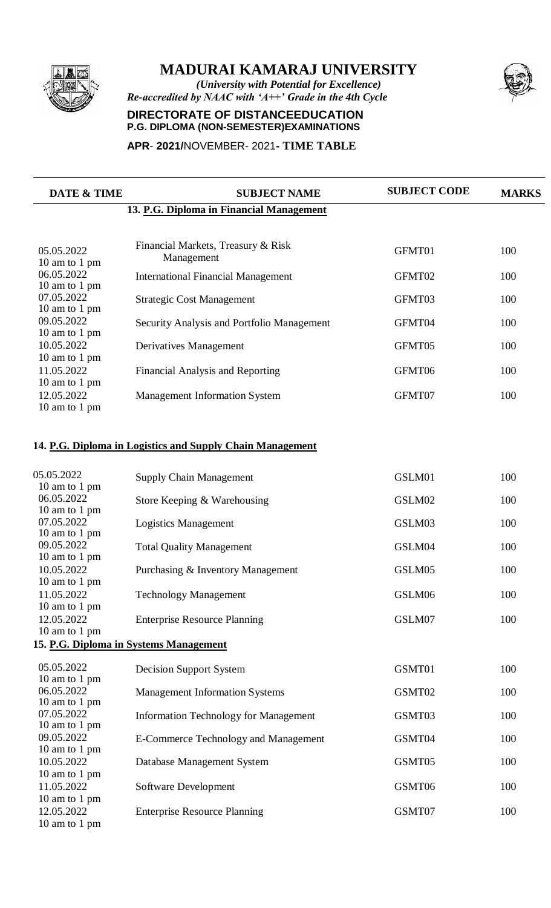# MADURAI KAMARAJ UNIVERSITY

*(University with Potential for Excellence)*
*Re-accredited by NAAC with 'A++' Grade in the 4th Cycle*

**DIRECTORATE OF DISTANCEEDUCATION**
**P.G. DIPLOMA (NON-SEMESTER)EXAMINATIONS**

**APR- 2021/NOVEMBER- 2021- TIME TABLE**

| DATE & TIME | SUBJECT NAME | SUBJECT CODE | MARKS |
|---|---|---|---|
| | **13. P.G. Diploma in Financial Management** | | |
| 05.05.2022 10 am to 1 pm | Financial Markets, Treasury & Risk Management | GFMT01 | 100 |
| 06.05.2022 10 am to 1 pm | International Financial Management | GFMT02 | 100 |
| 07.05.2022 10 am to 1 pm | Strategic Cost Management | GFMT03 | 100 |
| 09.05.2022 10 am to 1 pm | Security Analysis and Portfolio Management | GFMT04 | 100 |
| 10.05.2022 10 am to 1 pm | Derivatives Management | GFMT05 | 100 |
| 11.05.2022 10 am to 1 pm | Financial Analysis and Reporting | GFMT06 | 100 |
| 12.05.2022 10 am to 1 pm | Management Information System | GFMT07 | 100 |

**14. P.G. Diploma in Logistics and Supply Chain Management**

| DATE & TIME | SUBJECT NAME | SUBJECT CODE | MARKS |
|---|---|---|---|
| 05.05.2022 10 am to 1 pm | Supply Chain Management | GSLM01 | 100 |
| 06.05.2022 10 am to 1 pm | Store Keeping & Warehousing | GSLM02 | 100 |
| 07.05.2022 10 am to 1 pm | Logistics Management | GSLM03 | 100 |
| 09.05.2022 10 am to 1 pm | Total Quality Management | GSLM04 | 100 |
| 10.05.2022 10 am to 1 pm | Purchasing & Inventory Management | GSLM05 | 100 |
| 11.05.2022 10 am to 1 pm | Technology Management | GSLM06 | 100 |
| 12.05.2022 10 am to 1 pm | Enterprise Resource Planning | GSLM07 | 100 |

**15. P.G. Diploma in Systems Management**

| DATE & TIME | SUBJECT NAME | SUBJECT CODE | MARKS |
|---|---|---|---|
| 05.05.2022 10 am to 1 pm | Decision Support System | GSMT01 | 100 |
| 06.05.2022 10 am to 1 pm | Management Information Systems | GSMT02 | 100 |
| 07.05.2022 10 am to 1 pm | Information Technology for Management | GSMT03 | 100 |
| 09.05.2022 10 am to 1 pm | E-Commerce Technology and Management | GSMT04 | 100 |
| 10.05.2022 10 am to 1 pm | Database Management System | GSMT05 | 100 |
| 11.05.2022 10 am to 1 pm | Software Development | GSMT06 | 100 |
| 12.05.2022 10 am to 1 pm | Enterprise Resource Planning | GSMT07 | 100 |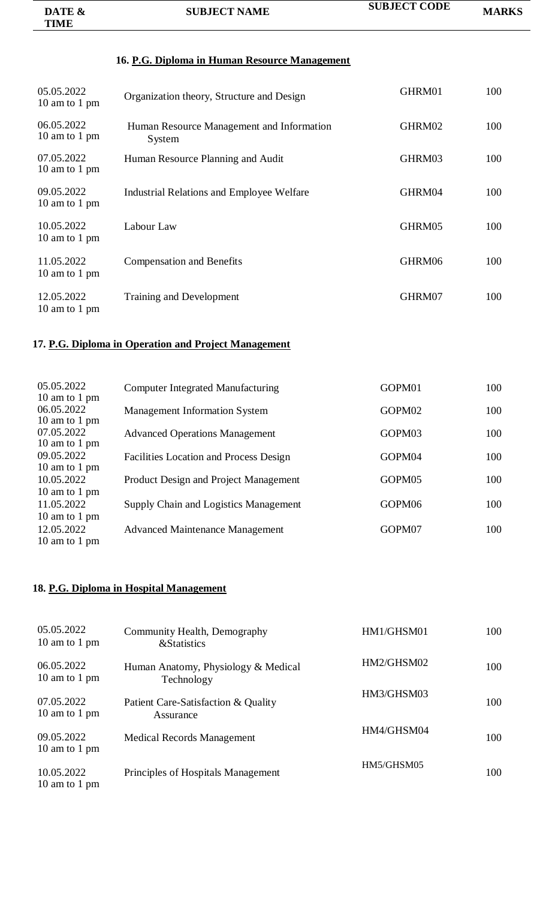| DATE & TIME | SUBJECT NAME | SUBJECT CODE | MARKS |
|---|---|---|---|

### 16. P.G. Diploma in Human Resource Management

| DATE & TIME | SUBJECT NAME | SUBJECT CODE | MARKS |
|---|---|---|---|
| 05.05.2022 10 am to 1 pm | Organization theory, Structure and Design | GHRM01 | 100 |
| 06.05.2022 10 am to 1 pm | Human Resource Management and Information System | GHRM02 | 100 |
| 07.05.2022 10 am to 1 pm | Human Resource Planning and Audit | GHRM03 | 100 |
| 09.05.2022 10 am to 1 pm | Industrial Relations and Employee Welfare | GHRM04 | 100 |
| 10.05.2022 10 am to 1 pm | Labour Law | GHRM05 | 100 |
| 11.05.2022 10 am to 1 pm | Compensation and Benefits | GHRM06 | 100 |
| 12.05.2022 10 am to 1 pm | Training and Development | GHRM07 | 100 |

### 17. P.G. Diploma in Operation and Project Management

| DATE & TIME | SUBJECT NAME | SUBJECT CODE | MARKS |
|---|---|---|---|
| 05.05.2022 10 am to 1 pm | Computer Integrated Manufacturing | GOPM01 | 100 |
| 06.05.2022 10 am to 1 pm | Management Information System | GOPM02 | 100 |
| 07.05.2022 10 am to 1 pm | Advanced Operations Management | GOPM03 | 100 |
| 09.05.2022 10 am to 1 pm | Facilities Location and Process Design | GOPM04 | 100 |
| 10.05.2022 10 am to 1 pm | Product Design and Project Management | GOPM05 | 100 |
| 11.05.2022 10 am to 1 pm | Supply Chain and Logistics Management | GOPM06 | 100 |
| 12.05.2022 10 am to 1 pm | Advanced Maintenance Management | GOPM07 | 100 |

### 18. P.G. Diploma in Hospital Management

| DATE & TIME | SUBJECT NAME | SUBJECT CODE | MARKS |
|---|---|---|---|
| 05.05.2022 10 am to 1 pm | Community Health, Demography &Statistics | HM1/GHSM01 | 100 |
| 06.05.2022 10 am to 1 pm | Human Anatomy, Physiology & Medical Technology | HM2/GHSM02 | 100 |
| 07.05.2022 10 am to 1 pm | Patient Care-Satisfaction & Quality Assurance | HM3/GHSM03 | 100 |
| 09.05.2022 10 am to 1 pm | Medical Records Management | HM4/GHSM04 | 100 |
| 10.05.2022 10 am to 1 pm | Principles of Hospitals Management | HM5/GHSM05 | 100 |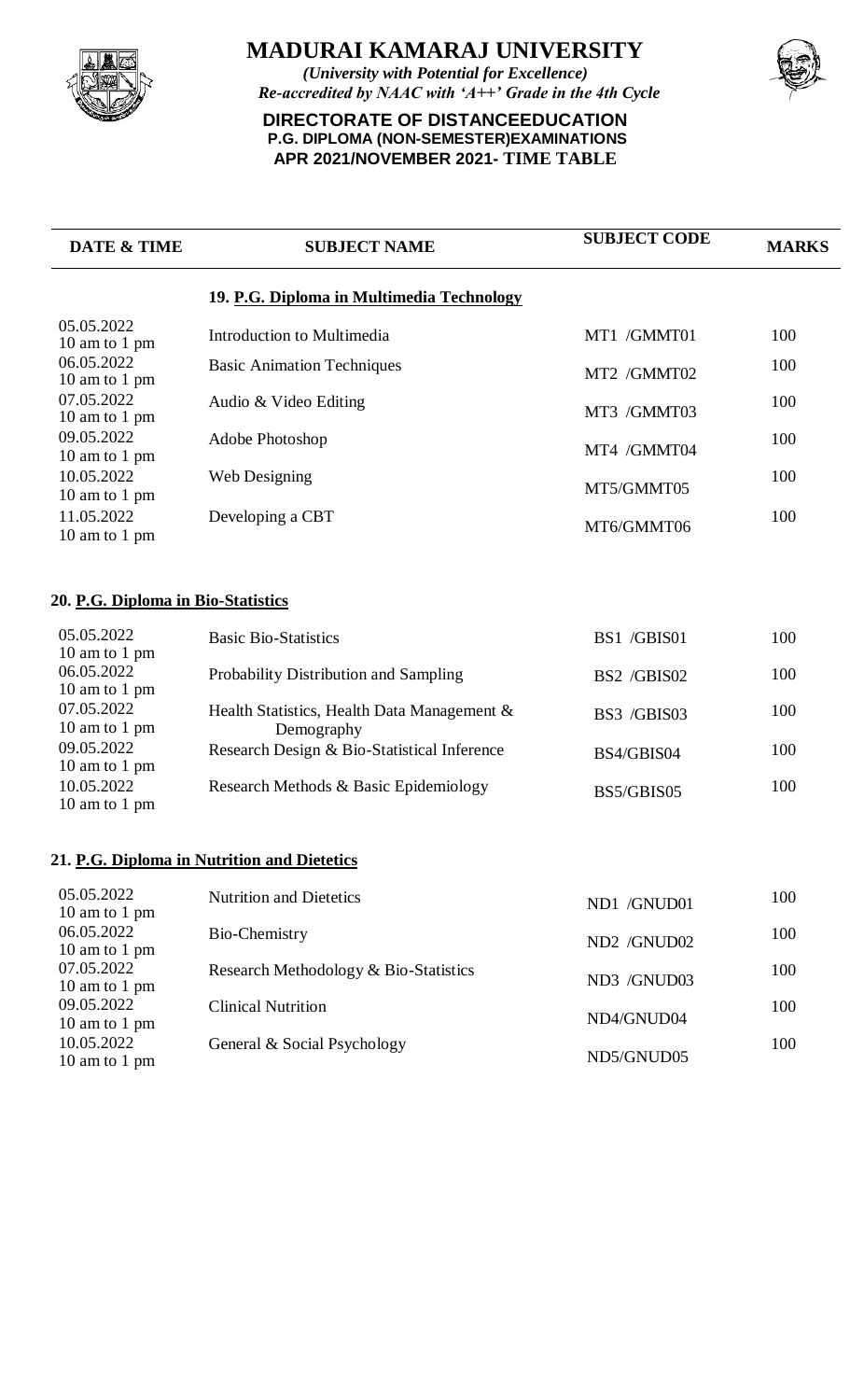# MADURAI KAMARAJ UNIVERSITY

*(University with Potential for Excellence)*
*Re-accredited by NAAC with 'A++' Grade in the 4th Cycle*

**DIRECTORATE OF DISTANCEEDUCATION**
**P.G. DIPLOMA (NON-SEMESTER)EXAMINATIONS**
**APR 2021/NOVEMBER 2021- TIME TABLE**

| DATE & TIME | SUBJECT NAME | SUBJECT CODE | MARKS |
|---|---|---|---|
| | **19. P.G. Diploma in Multimedia Technology** | | |
| 05.05.2022 10 am to 1 pm | Introduction to Multimedia | MT1 /GMMT01 | 100 |
| 06.05.2022 10 am to 1 pm | Basic Animation Techniques | MT2 /GMMT02 | 100 |
| 07.05.2022 10 am to 1 pm | Audio & Video Editing | MT3 /GMMT03 | 100 |
| 09.05.2022 10 am to 1 pm | Adobe Photoshop | MT4 /GMMT04 | 100 |
| 10.05.2022 10 am to 1 pm | Web Designing | MT5/GMMT05 | 100 |
| 11.05.2022 10 am to 1 pm | Developing a CBT | MT6/GMMT06 | 100 |

**20. P.G. Diploma in Bio-Statistics**

| DATE & TIME | SUBJECT NAME | SUBJECT CODE | MARKS |
|---|---|---|---|
| 05.05.2022 10 am to 1 pm | Basic Bio-Statistics | BS1 /GBIS01 | 100 |
| 06.05.2022 10 am to 1 pm | Probability Distribution and Sampling | BS2 /GBIS02 | 100 |
| 07.05.2022 10 am to 1 pm | Health Statistics, Health Data Management & Demography | BS3 /GBIS03 | 100 |
| 09.05.2022 10 am to 1 pm | Research Design & Bio-Statistical Inference | BS4/GBIS04 | 100 |
| 10.05.2022 10 am to 1 pm | Research Methods & Basic Epidemiology | BS5/GBIS05 | 100 |

**21. P.G. Diploma in Nutrition and Dietetics**

| DATE & TIME | SUBJECT NAME | SUBJECT CODE | MARKS |
|---|---|---|---|
| 05.05.2022 10 am to 1 pm | Nutrition and Dietetics | ND1 /GNUD01 | 100 |
| 06.05.2022 10 am to 1 pm | Bio-Chemistry | ND2 /GNUD02 | 100 |
| 07.05.2022 10 am to 1 pm | Research Methodology & Bio-Statistics | ND3 /GNUD03 | 100 |
| 09.05.2022 10 am to 1 pm | Clinical Nutrition | ND4/GNUD04 | 100 |
| 10.05.2022 10 am to 1 pm | General & Social Psychology | ND5/GNUD05 | 100 |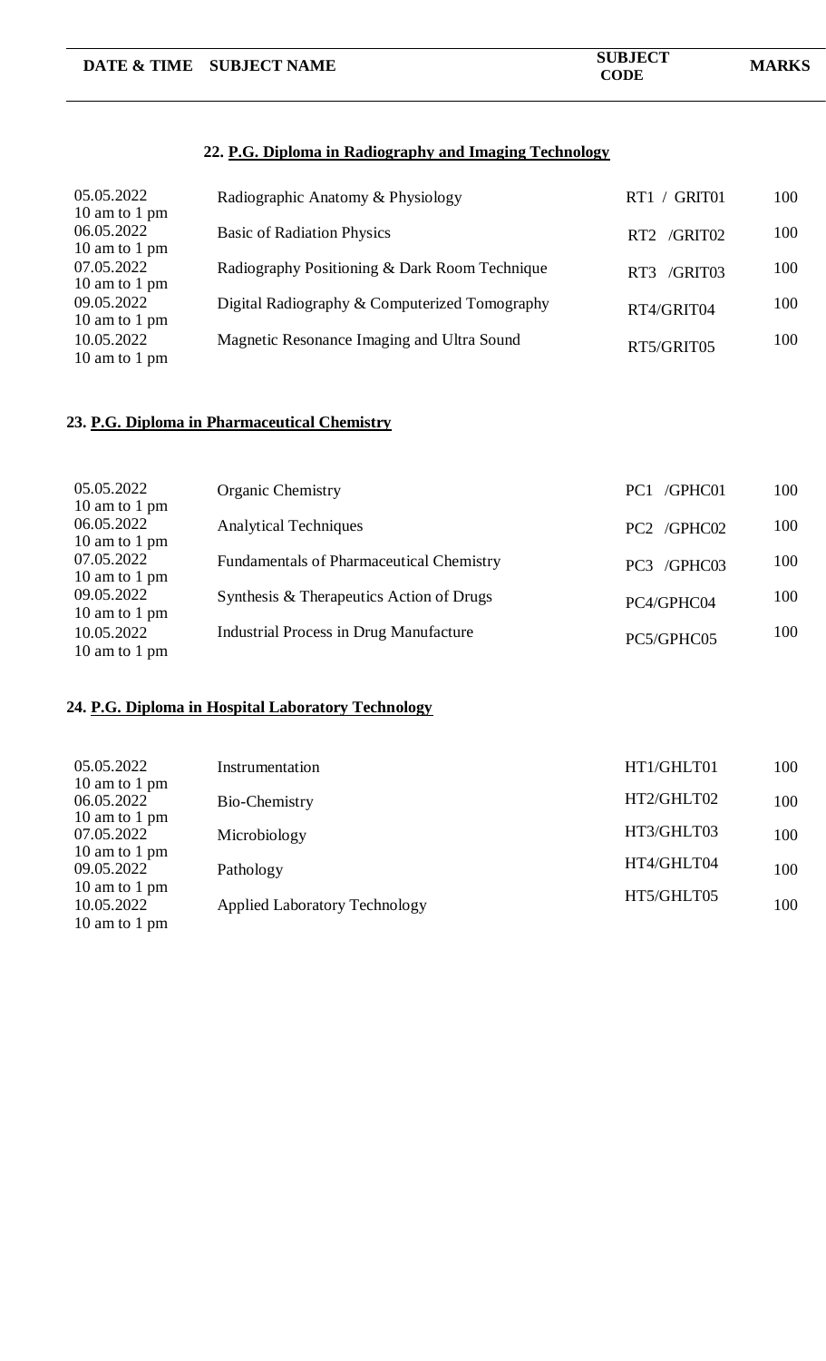| DATE & TIME | SUBJECT NAME | SUBJECT CODE | MARKS |
|---|---|---|---|

## 22. P.G. Diploma in Radiography and Imaging Technology

| DATE & TIME | SUBJECT NAME | SUBJECT CODE | MARKS |
|---|---|---|---|
| 05.05.2022 10 am to 1 pm | Radiographic Anatomy & Physiology | RT1 / GRIT01 | 100 |
| 06.05.2022 10 am to 1 pm | Basic of Radiation Physics | RT2 /GRIT02 | 100 |
| 07.05.2022 10 am to 1 pm | Radiography Positioning & Dark Room Technique | RT3 /GRIT03 | 100 |
| 09.05.2022 10 am to 1 pm | Digital Radiography & Computerized Tomography | RT4/GRIT04 | 100 |
| 10.05.2022 10 am to 1 pm | Magnetic Resonance Imaging and Ultra Sound | RT5/GRIT05 | 100 |

## 23. P.G. Diploma in Pharmaceutical Chemistry

| DATE & TIME | SUBJECT NAME | SUBJECT CODE | MARKS |
|---|---|---|---|
| 05.05.2022 10 am to 1 pm | Organic Chemistry | PC1 /GPHC01 | 100 |
| 06.05.2022 10 am to 1 pm | Analytical Techniques | PC2 /GPHC02 | 100 |
| 07.05.2022 10 am to 1 pm | Fundamentals of Pharmaceutical Chemistry | PC3 /GPHC03 | 100 |
| 09.05.2022 10 am to 1 pm | Synthesis & Therapeutics Action of Drugs | PC4/GPHC04 | 100 |
| 10.05.2022 10 am to 1 pm | Industrial Process in Drug Manufacture | PC5/GPHC05 | 100 |

## 24. P.G. Diploma in Hospital Laboratory Technology

| DATE & TIME | SUBJECT NAME | SUBJECT CODE | MARKS |
|---|---|---|---|
| 05.05.2022 10 am to 1 pm | Instrumentation | HT1/GHLT01 | 100 |
| 06.05.2022 10 am to 1 pm | Bio-Chemistry | HT2/GHLT02 | 100 |
| 07.05.2022 10 am to 1 pm | Microbiology | HT3/GHLT03 | 100 |
| 09.05.2022 10 am to 1 pm | Pathology | HT4/GHLT04 | 100 |
| 10.05.2022 10 am to 1 pm | Applied Laboratory Technology | HT5/GHLT05 | 100 |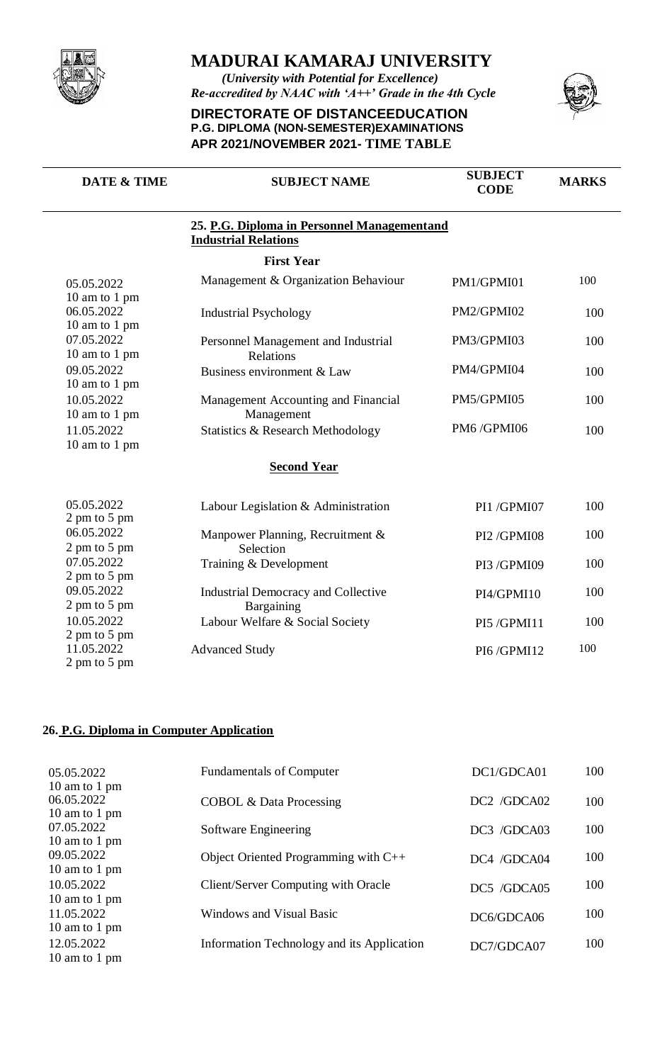# MADURAI KAMARAJ UNIVERSITY

*(University with Potential for Excellence)*

*Re-accredited by NAAC with 'A++' Grade in the 4th Cycle*

**DIRECTORATE OF DISTANCEEDUCATION**

**P.G. DIPLOMA (NON-SEMESTER)EXAMINATIONS**

**APR 2021/NOVEMBER 2021- TIME TABLE**

| DATE & TIME | SUBJECT NAME | SUBJECT CODE | MARKS |
|---|---|---|---|
| | **25. P.G. Diploma in Personnel Managementand Industrial Relations** | | |
| | **First Year** | | |
| 05.05.2022 10 am to 1 pm | Management & Organization Behaviour | PM1/GPMI01 | 100 |
| 06.05.2022 10 am to 1 pm | Industrial Psychology | PM2/GPMI02 | 100 |
| 07.05.2022 10 am to 1 pm | Personnel Management and Industrial Relations | PM3/GPMI03 | 100 |
| 09.05.2022 10 am to 1 pm | Business environment & Law | PM4/GPMI04 | 100 |
| 10.05.2022 10 am to 1 pm | Management Accounting and Financial Management | PM5/GPMI05 | 100 |
| 11.05.2022 10 am to 1 pm | Statistics & Research Methodology | PM6 /GPMI06 | 100 |
| | **Second Year** | | |
| 05.05.2022 2 pm to 5 pm | Labour Legislation & Administration | PI1 /GPMI07 | 100 |
| 06.05.2022 2 pm to 5 pm | Manpower Planning, Recruitment & Selection | PI2 /GPMI08 | 100 |
| 07.05.2022 2 pm to 5 pm | Training & Development | PI3 /GPMI09 | 100 |
| 09.05.2022 2 pm to 5 pm | Industrial Democracy and Collective Bargaining | PI4/GPMI10 | 100 |
| 10.05.2022 2 pm to 5 pm | Labour Welfare & Social Society | PI5 /GPMI11 | 100 |
| 11.05.2022 2 pm to 5 pm | Advanced Study | PI6 /GPMI12 | 100 |

**26. P.G. Diploma in Computer Application**

| DATE & TIME | SUBJECT NAME | SUBJECT CODE | MARKS |
|---|---|---|---|
| 05.05.2022 10 am to 1 pm | Fundamentals of Computer | DC1/GDCA01 | 100 |
| 06.05.2022 10 am to 1 pm | COBOL & Data Processing | DC2 /GDCA02 | 100 |
| 07.05.2022 10 am to 1 pm | Software Engineering | DC3 /GDCA03 | 100 |
| 09.05.2022 10 am to 1 pm | Object Oriented Programming with C++ | DC4 /GDCA04 | 100 |
| 10.05.2022 10 am to 1 pm | Client/Server Computing with Oracle | DC5 /GDCA05 | 100 |
| 11.05.2022 10 am to 1 pm | Windows and Visual Basic | DC6/GDCA06 | 100 |
| 12.05.2022 10 am to 1 pm | Information Technology and its Application | DC7/GDCA07 | 100 |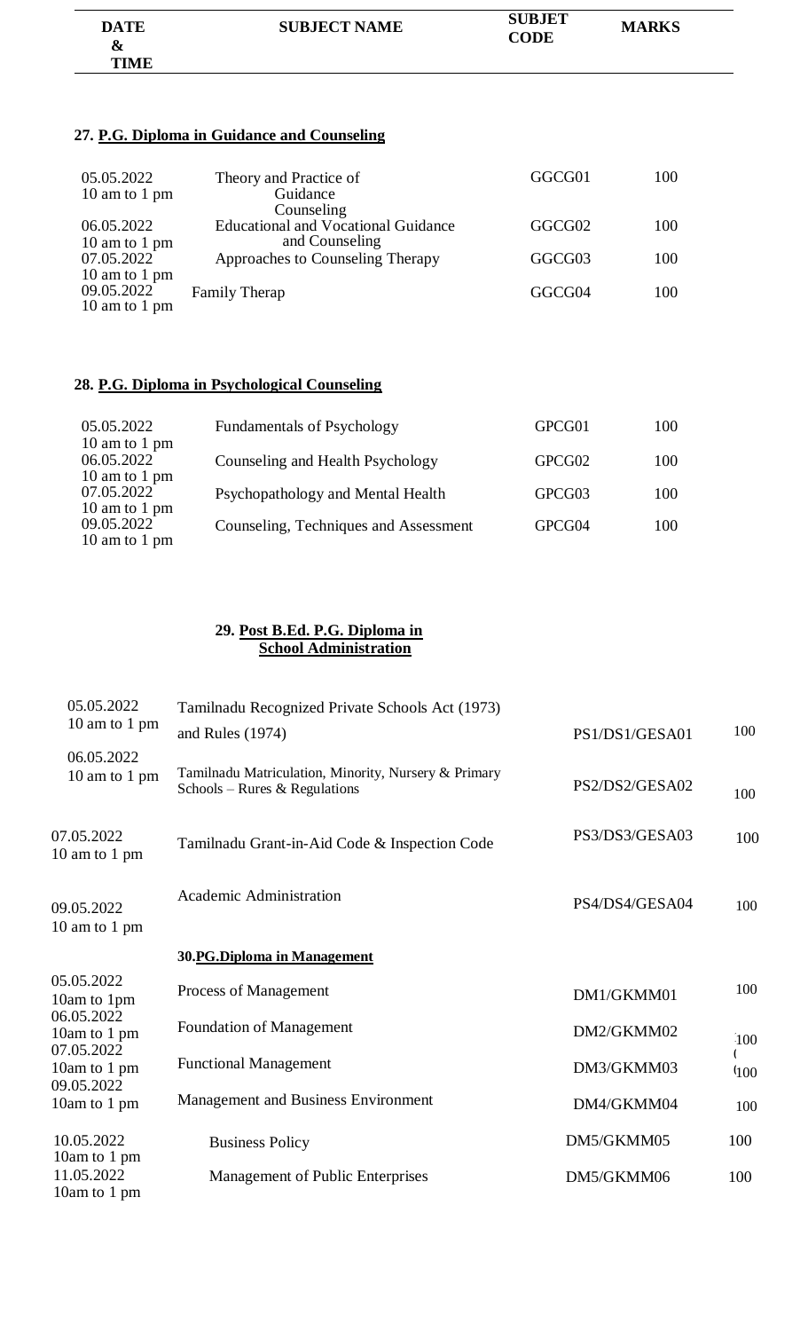| DATE & TIME | SUBJECT NAME | SUBJET CODE | MARKS |
|---|---|---|---|

### 27. P.G. Diploma in Guidance and Counseling

| DATE & TIME | SUBJECT NAME | SUBJET CODE | MARKS |
|---|---|---|---|
| 05.05.2022 10 am to 1 pm | Theory and Practice of Guidance Counseling | GGCG01 | 100 |
| 06.05.2022 10 am to 1 pm | Educational and Vocational Guidance and Counseling | GGCG02 | 100 |
| 07.05.2022 10 am to 1 pm | Approaches to Counseling Therapy | GGCG03 | 100 |
| 09.05.2022 10 am to 1 pm | Family Therap | GGCG04 | 100 |

### 28. P.G. Diploma in Psychological Counseling

| DATE & TIME | SUBJECT NAME | SUBJET CODE | MARKS |
|---|---|---|---|
| 05.05.2022 10 am to 1 pm | Fundamentals of Psychology | GPCG01 | 100 |
| 06.05.2022 10 am to 1 pm | Counseling and Health Psychology | GPCG02 | 100 |
| 07.05.2022 10 am to 1 pm | Psychopathology and Mental Health | GPCG03 | 100 |
| 09.05.2022 10 am to 1 pm | Counseling, Techniques and Assessment | GPCG04 | 100 |

### 29. Post B.Ed. P.G. Diploma in School Administration

| DATE & TIME | SUBJECT NAME | SUBJET CODE | MARKS |
|---|---|---|---|
| 05.05.2022 10 am to 1 pm | Tamilnadu Recognized Private Schools Act (1973) and Rules (1974) | PS1/DS1/GESA01 | 100 |
| 06.05.2022 10 am to 1 pm | Tamilnadu Matriculation, Minority, Nursery & Primary Schools – Rures & Regulations | PS2/DS2/GESA02 | 100 |
| 07.05.2022 10 am to 1 pm | Tamilnadu Grant-in-Aid Code & Inspection Code | PS3/DS3/GESA03 | 100 |
| 09.05.2022 10 am to 1 pm | Academic Administration | PS4/DS4/GESA04 | 100 |

### 30. PG.Diploma in Management

| DATE & TIME | SUBJECT NAME | SUBJET CODE | MARKS |
|---|---|---|---|
| 05.05.2022 10am to 1pm | Process of Management | DM1/GKMM01 | 100 |
| 06.05.2022 10am to 1 pm | Foundation of Management | DM2/GKMM02 | 100 |
| 07.05.2022 10am to 1 pm | Functional Management | DM3/GKMM03 | 100 |
| 09.05.2022 10am to 1 pm | Management and Business Environment | DM4/GKMM04 | 100 |
| 10.05.2022 10am to 1 pm | Business Policy | DM5/GKMM05 | 100 |
| 11.05.2022 10am to 1 pm | Management of Public Enterprises | DM5/GKMM06 | 100 |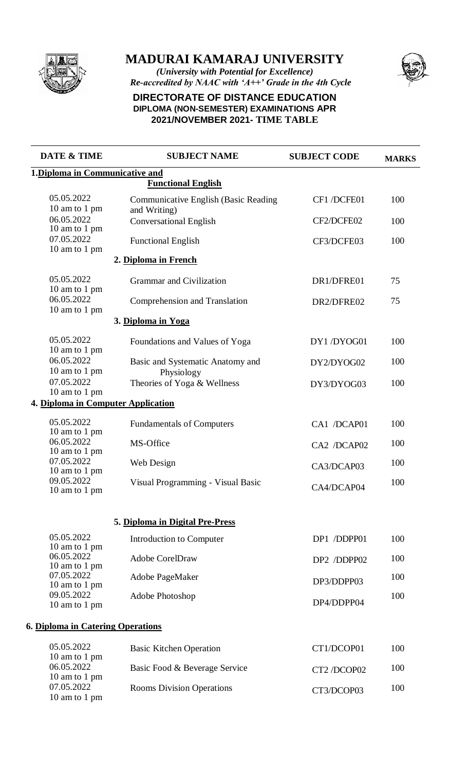# MADURAI KAMARAJ UNIVERSITY

*(University with Potential for Excellence)*
*Re-accredited by NAAC with 'A++' Grade in the 4th Cycle*

**DIRECTORATE OF DISTANCE EDUCATION**
**DIPLOMA (NON-SEMESTER) EXAMINATIONS APR 2021/NOVEMBER 2021- TIME TABLE**

| DATE & TIME | SUBJECT NAME | SUBJECT CODE | MARKS |
|---|---|---|---|
| **1. Diploma in Communicative and Functional English** | | | |
| 05.05.2022 10 am to 1 pm | Communicative English (Basic Reading and Writing) | CF1 /DCFE01 | 100 |
| 06.05.2022 10 am to 1 pm | Conversational English | CF2/DCFE02 | 100 |
| 07.05.2022 10 am to 1 pm | Functional English | CF3/DCFE03 | 100 |
| **2. Diploma in French** | | | |
| 05.05.2022 10 am to 1 pm | Grammar and Civilization | DR1/DFRE01 | 75 |
| 06.05.2022 10 am to 1 pm | Comprehension and Translation | DR2/DFRE02 | 75 |
| **3. Diploma in Yoga** | | | |
| 05.05.2022 10 am to 1 pm | Foundations and Values of Yoga | DY1 /DYOG01 | 100 |
| 06.05.2022 10 am to 1 pm | Basic and Systematic Anatomy and Physiology | DY2/DYOG02 | 100 |
| 07.05.2022 10 am to 1 pm | Theories of Yoga & Wellness | DY3/DYOG03 | 100 |
| **4. Diploma in Computer Application** | | | |
| 05.05.2022 10 am to 1 pm | Fundamentals of Computers | CA1 /DCAP01 | 100 |
| 06.05.2022 10 am to 1 pm | MS-Office | CA2 /DCAP02 | 100 |
| 07.05.2022 10 am to 1 pm | Web Design | CA3/DCAP03 | 100 |
| 09.05.2022 10 am to 1 pm | Visual Programming - Visual Basic | CA4/DCAP04 | 100 |
| **5. Diploma in Digital Pre-Press** | | | |
| 05.05.2022 10 am to 1 pm | Introduction to Computer | DP1 /DDPP01 | 100 |
| 06.05.2022 10 am to 1 pm | Adobe CorelDraw | DP2 /DDPP02 | 100 |
| 07.05.2022 10 am to 1 pm | Adobe PageMaker | DP3/DDPP03 | 100 |
| 09.05.2022 10 am to 1 pm | Adobe Photoshop | DP4/DDPP04 | 100 |
| **6. Diploma in Catering Operations** | | | |
| 05.05.2022 10 am to 1 pm | Basic Kitchen Operation | CT1/DCOP01 | 100 |
| 06.05.2022 10 am to 1 pm | Basic Food & Beverage Service | CT2 /DCOP02 | 100 |
| 07.05.2022 10 am to 1 pm | Rooms Division Operations | CT3/DCOP03 | 100 |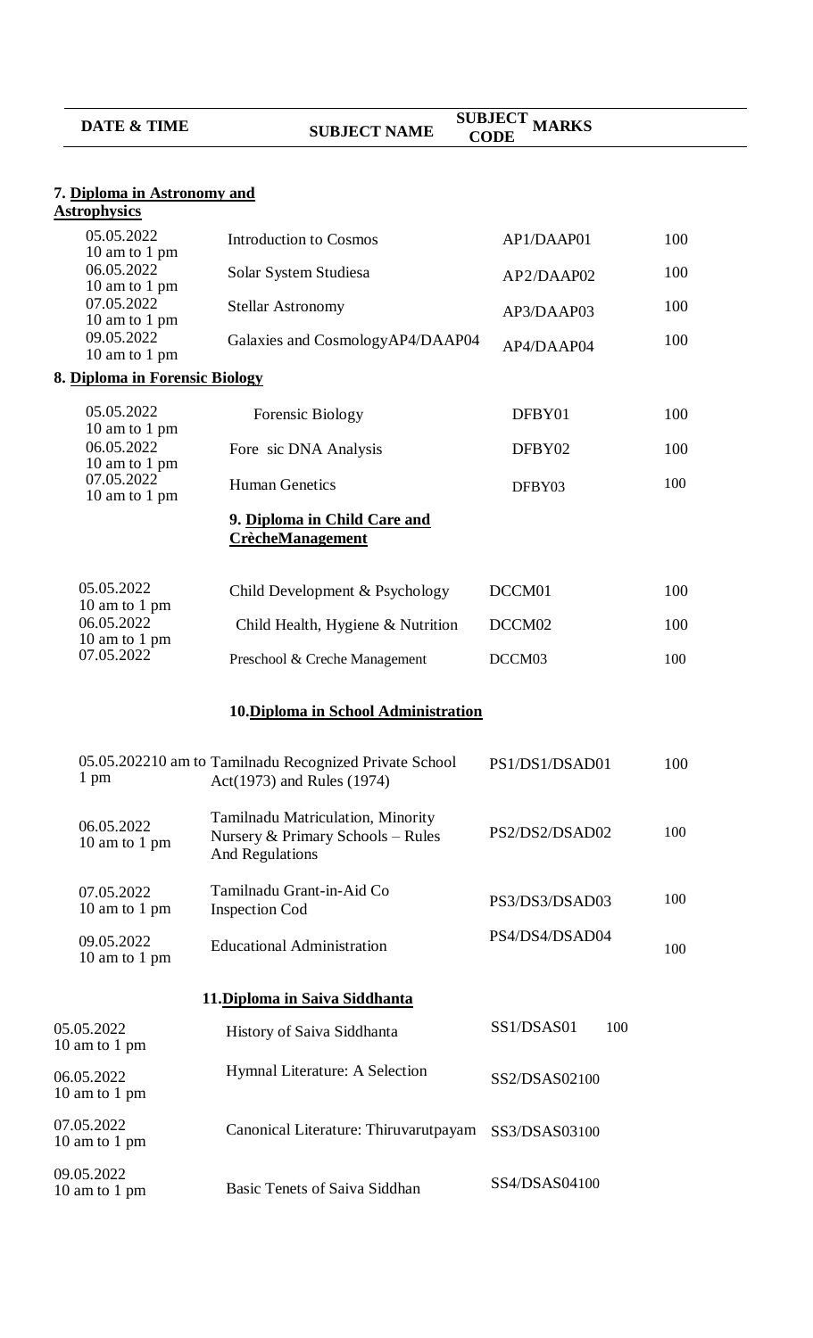| DATE & TIME | SUBJECT NAME | SUBJECT CODE | MARKS |
|---|---|---|---|

**7. Diploma in Astronomy and Astrophysics**

| DATE & TIME | SUBJECT NAME | SUBJECT CODE | MARKS |
|---|---|---|---|
| 05.05.2022 10 am to 1 pm | Introduction to Cosmos | AP1/DAAP01 | 100 |
| 06.05.2022 10 am to 1 pm | Solar System Studiesa | AP2/DAAP02 | 100 |
| 07.05.2022 10 am to 1 pm | Stellar Astronomy | AP3/DAAP03 | 100 |
| 09.05.2022 10 am to 1 pm | Galaxies and CosmologyAP4/DAAP04 | AP4/DAAP04 | 100 |

**8. Diploma in Forensic Biology**

| DATE & TIME | SUBJECT NAME | SUBJECT CODE | MARKS |
|---|---|---|---|
| 05.05.2022 10 am to 1 pm | Forensic Biology | DFBY01 | 100 |
| 06.05.2022 10 am to 1 pm | Fore sic DNA Analysis | DFBY02 | 100 |
| 07.05.2022 10 am to 1 pm | Human Genetics | DFBY03 | 100 |

**9. Diploma in Child Care and CrècheManagement**

| DATE & TIME | SUBJECT NAME | SUBJECT CODE | MARKS |
|---|---|---|---|
| 05.05.2022 10 am to 1 pm | Child Development & Psychology | DCCM01 | 100 |
| 06.05.2022 10 am to 1 pm | Child Health, Hygiene & Nutrition | DCCM02 | 100 |
| 07.05.2022 | Preschool & Creche Management | DCCM03 | 100 |

**10.Diploma in School Administration**

| DATE & TIME | SUBJECT NAME | SUBJECT CODE | MARKS |
|---|---|---|---|
| 05.05.202210 am to 1 pm | Tamilnadu Recognized Private School Act(1973) and Rules (1974) | PS1/DS1/DSAD01 | 100 |
| 06.05.2022 10 am to 1 pm | Tamilnadu Matriculation, Minority Nursery & Primary Schools – Rules And Regulations | PS2/DS2/DSAD02 | 100 |
| 07.05.2022 10 am to 1 pm | Tamilnadu Grant-in-Aid Co Inspection Cod | PS3/DS3/DSAD03 | 100 |
| 09.05.2022 10 am to 1 pm | Educational Administration | PS4/DS4/DSAD04 | 100 |

**11.Diploma in Saiva Siddhanta**

| DATE & TIME | SUBJECT NAME | SUBJECT CODE | MARKS |
|---|---|---|---|
| 05.05.2022 10 am to 1 pm | History of Saiva Siddhanta | SS1/DSAS01 | 100 |
| 06.05.2022 10 am to 1 pm | Hymnal Literature: A Selection | SS2/DSAS02100 | |
| 07.05.2022 10 am to 1 pm | Canonical Literature: Thiruvarutpayam | SS3/DSAS03100 | |
| 09.05.2022 10 am to 1 pm | Basic Tenets of Saiva Siddhan | SS4/DSAS04100 | |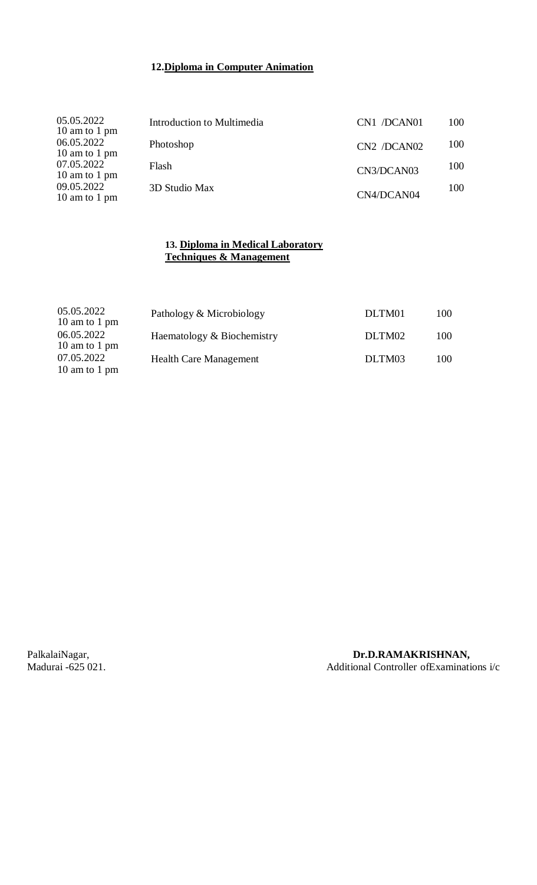## 12.Diploma in Computer Animation

| | | | |
|---|---|---|---|
| 05.05.2022 10 am to 1 pm | Introduction to Multimedia | CN1 /DCAN01 | 100 |
| 06.05.2022 10 am to 1 pm | Photoshop | CN2 /DCAN02 | 100 |
| 07.05.2022 10 am to 1 pm | Flash | CN3/DCAN03 | 100 |
| 09.05.2022 10 am to 1 pm | 3D Studio Max | CN4/DCAN04 | 100 |

## 13. Diploma in Medical Laboratory Techniques & Management

| | | | |
|---|---|---|---|
| 05.05.2022 10 am to 1 pm | Pathology & Microbiology | DLTM01 | 100 |
| 06.05.2022 10 am to 1 pm | Haematology & Biochemistry | DLTM02 | 100 |
| 07.05.2022 10 am to 1 pm | Health Care Management | DLTM03 | 100 |

PalkalaiNagar,
Madurai -625 021.

**Dr.D.RAMAKRISHNAN,**
Additional Controller ofExaminations i/c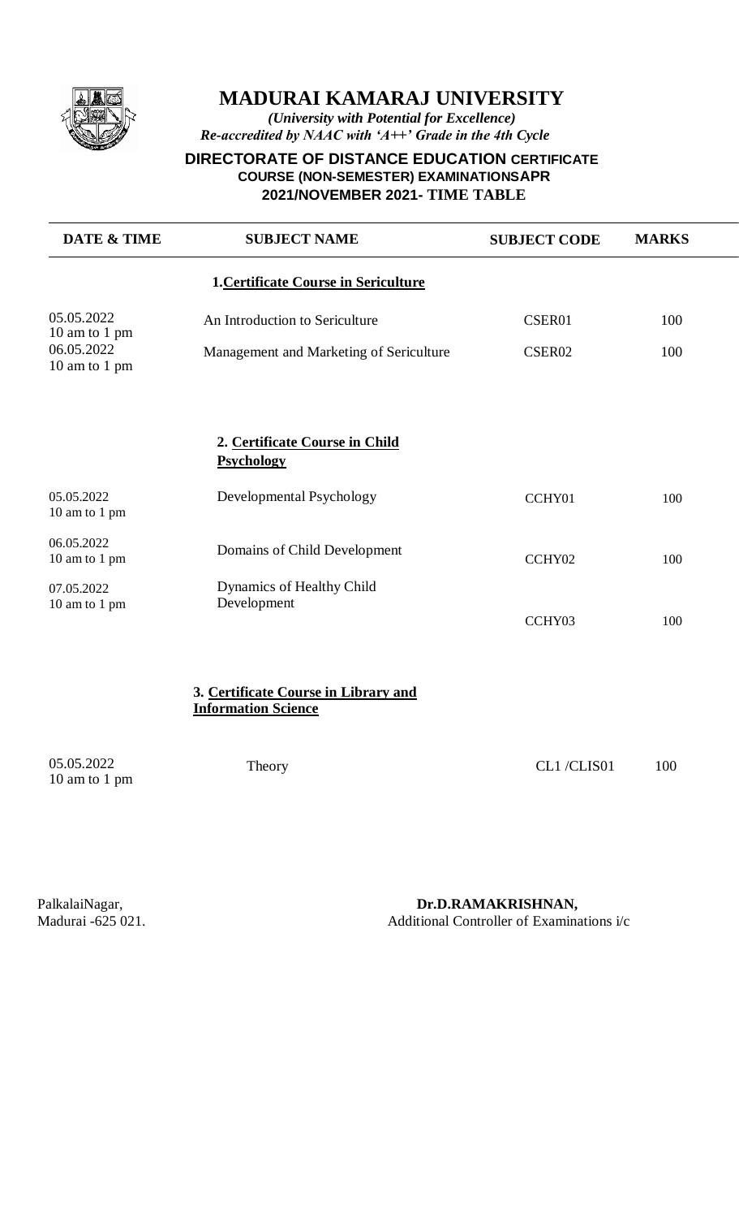# MADURAI KAMARAJ UNIVERSITY

*(University with Potential for Excellence)*
*Re-accredited by NAAC with 'A++' Grade in the 4th Cycle*

**DIRECTORATE OF DISTANCE EDUCATION CERTIFICATE COURSE (NON-SEMESTER) EXAMINATIONSAPR 2021/NOVEMBER 2021- TIME TABLE**

| DATE & TIME | SUBJECT NAME | SUBJECT CODE | MARKS |
|---|---|---|---|
| | **1.Certificate Course in Sericulture** | | |
| 05.05.2022 10 am to 1 pm | An Introduction to Sericulture | CSER01 | 100 |
| 06.05.2022 10 am to 1 pm | Management and Marketing of Sericulture | CSER02 | 100 |
| | **2. Certificate Course in Child Psychology** | | |
| 05.05.2022 10 am to 1 pm | Developmental Psychology | CCHY01 | 100 |
| 06.05.2022 10 am to 1 pm | Domains of Child Development | CCHY02 | 100 |
| 07.05.2022 10 am to 1 pm | Dynamics of Healthy Child Development | CCHY03 | 100 |
| | **3. Certificate Course in Library and Information Science** | | |
| 05.05.2022 10 am to 1 pm | Theory | CL1 /CLIS01 | 100 |

PalkalaiNagar,
Madurai -625 021.

**Dr.D.RAMAKRISHNAN,**
Additional Controller of Examinations i/c